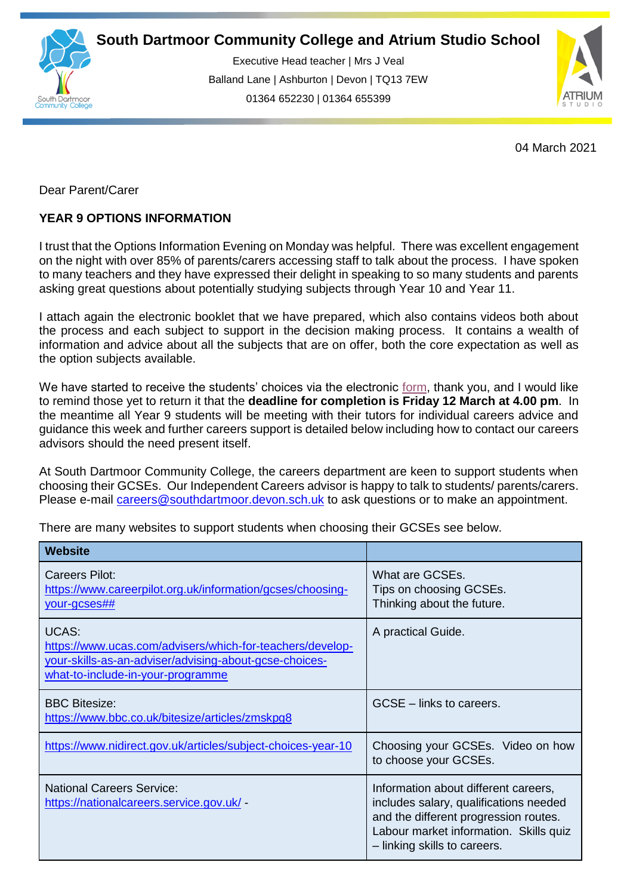# South Dartmoor Community College and Atrium Studio School

Executive Head teacher | Mrs J Veal
Balland Lane | Ashburton | Devon | TQ13 7EW
01364 652230 | 01364 655399

04 March 2021

Dear Parent/Carer

**YEAR 9 OPTIONS INFORMATION**

I trust that the Options Information Evening on Monday was helpful. There was excellent engagement on the night with over 85% of parents/carers accessing staff to talk about the process. I have spoken to many teachers and they have expressed their delight in speaking to so many students and parents asking great questions about potentially studying subjects through Year 10 and Year 11.

I attach again the electronic booklet that we have prepared, which also contains videos both about the process and each subject to support in the decision making process. It contains a wealth of information and advice about all the subjects that are on offer, both the core expectation as well as the option subjects available.

We have started to receive the students' choices via the electronic form, thank you, and I would like to remind those yet to return it that the **deadline for completion is Friday 12 March at 4.00 pm**. In the meantime all Year 9 students will be meeting with their tutors for individual careers advice and guidance this week and further careers support is detailed below including how to contact our careers advisors should the need present itself.

At South Dartmoor Community College, the careers department are keen to support students when choosing their GCSEs. Our Independent Careers advisor is happy to talk to students/ parents/carers. Please e-mail careers@southdartmoor.devon.sch.uk to ask questions or to make an appointment.

There are many websites to support students when choosing their GCSEs see below.

| Website | |
|---|---|
| Careers Pilot: https://www.careerpilot.org.uk/information/gcses/choosing-your-gcses## | What are GCSEs. Tips on choosing GCSEs. Thinking about the future. |
| UCAS: https://www.ucas.com/advisers/which-for-teachers/develop-your-skills-as-an-adviser/advising-about-gcse-choices-what-to-include-in-your-programme | A practical Guide. |
| BBC Bitesize: https://www.bbc.co.uk/bitesize/articles/zmskpq8 | GCSE – links to careers. |
| https://www.nidirect.gov.uk/articles/subject-choices-year-10 | Choosing your GCSEs. Video on how to choose your GCSEs. |
| National Careers Service: https://nationalcareers.service.gov.uk/ - | Information about different careers, includes salary, qualifications needed and the different progression routes. Labour market information. Skills quiz – linking skills to careers. |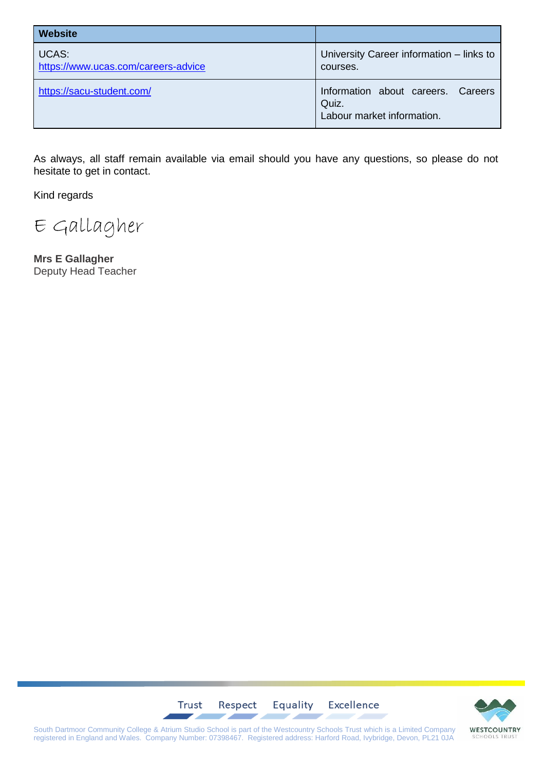| Website | |
|---|---|
| UCAS: https://www.ucas.com/careers-advice | University Career information – links to courses. |
| https://sacu-student.com/ | Information about careers. Careers Quiz. Labour market information. |

As always, all staff remain available via email should you have any questions, so please do not hesitate to get in contact.

Kind regards

E Gallagher

**Mrs E Gallagher**
Deputy Head Teacher